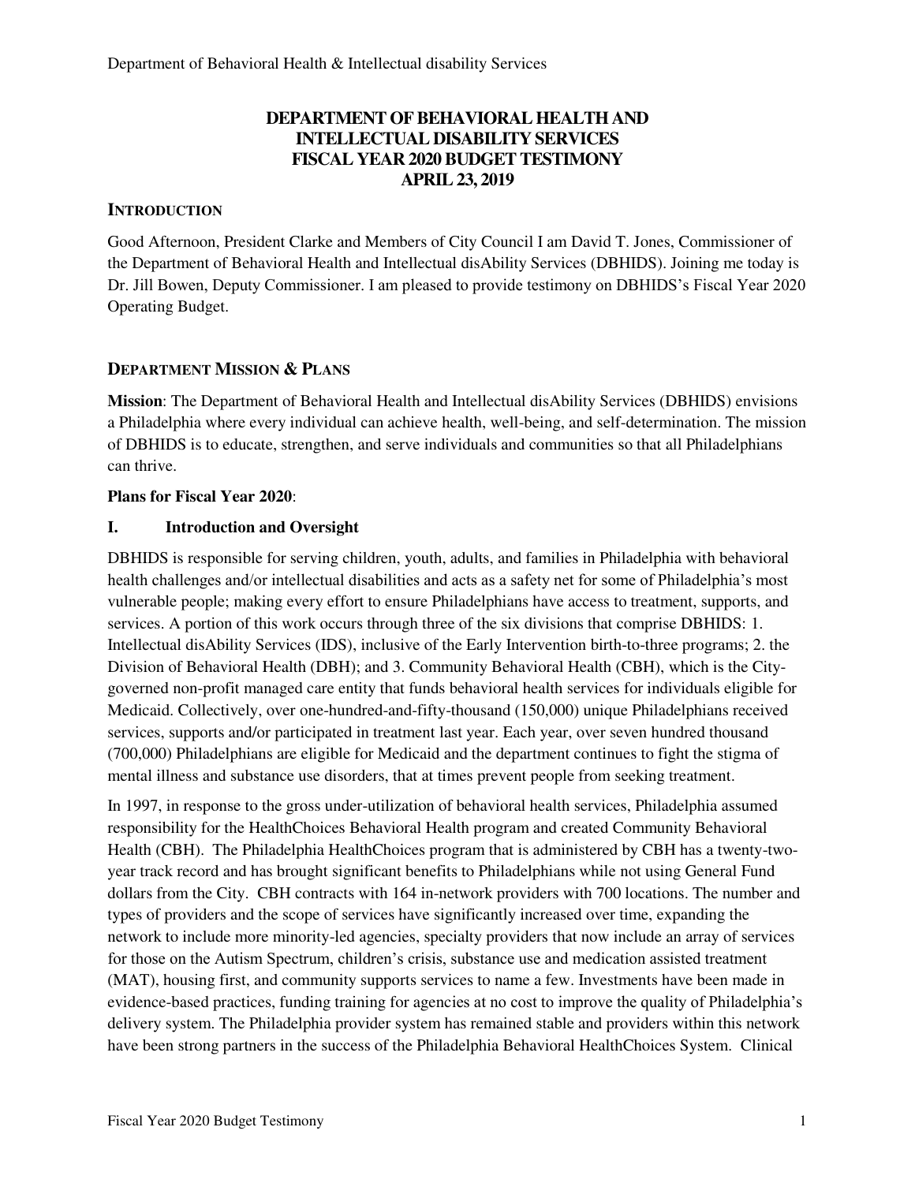# DEPARTMENT OF BEHAVIORAL HEALTH AND INTELLECTUAL DISABILITY SERVICES FISCAL YEAR 2020 BUDGET TESTIMONY APRIL 23, 2019

## INTRODUCTION

Good Afternoon, President Clarke and Members of City Council I am David T. Jones, Commissioner of the Department of Behavioral Health and Intellectual disAbility Services (DBHIDS). Joining me today is Dr. Jill Bowen, Deputy Commissioner. I am pleased to provide testimony on DBHIDS's Fiscal Year 2020 Operating Budget.

## DEPARTMENT MISSION & PLANS

**Mission**: The Department of Behavioral Health and Intellectual disAbility Services (DBHIDS) envisions a Philadelphia where every individual can achieve health, well-being, and self-determination. The mission of DBHIDS is to educate, strengthen, and serve individuals and communities so that all Philadelphians can thrive.

**Plans for Fiscal Year 2020**:

### I. Introduction and Oversight

DBHIDS is responsible for serving children, youth, adults, and families in Philadelphia with behavioral health challenges and/or intellectual disabilities and acts as a safety net for some of Philadelphia's most vulnerable people; making every effort to ensure Philadelphians have access to treatment, supports, and services. A portion of this work occurs through three of the six divisions that comprise DBHIDS: 1. Intellectual disAbility Services (IDS), inclusive of the Early Intervention birth-to-three programs; 2. the Division of Behavioral Health (DBH); and 3. Community Behavioral Health (CBH), which is the City-governed non-profit managed care entity that funds behavioral health services for individuals eligible for Medicaid. Collectively, over one-hundred-and-fifty-thousand (150,000) unique Philadelphians received services, supports and/or participated in treatment last year. Each year, over seven hundred thousand (700,000) Philadelphians are eligible for Medicaid and the department continues to fight the stigma of mental illness and substance use disorders, that at times prevent people from seeking treatment.

In 1997, in response to the gross under-utilization of behavioral health services, Philadelphia assumed responsibility for the HealthChoices Behavioral Health program and created Community Behavioral Health (CBH). The Philadelphia HealthChoices program that is administered by CBH has a twenty-two-year track record and has brought significant benefits to Philadelphians while not using General Fund dollars from the City. CBH contracts with 164 in-network providers with 700 locations. The number and types of providers and the scope of services have significantly increased over time, expanding the network to include more minority-led agencies, specialty providers that now include an array of services for those on the Autism Spectrum, children's crisis, substance use and medication assisted treatment (MAT), housing first, and community supports services to name a few. Investments have been made in evidence-based practices, funding training for agencies at no cost to improve the quality of Philadelphia's delivery system. The Philadelphia provider system has remained stable and providers within this network have been strong partners in the success of the Philadelphia Behavioral HealthChoices System. Clinical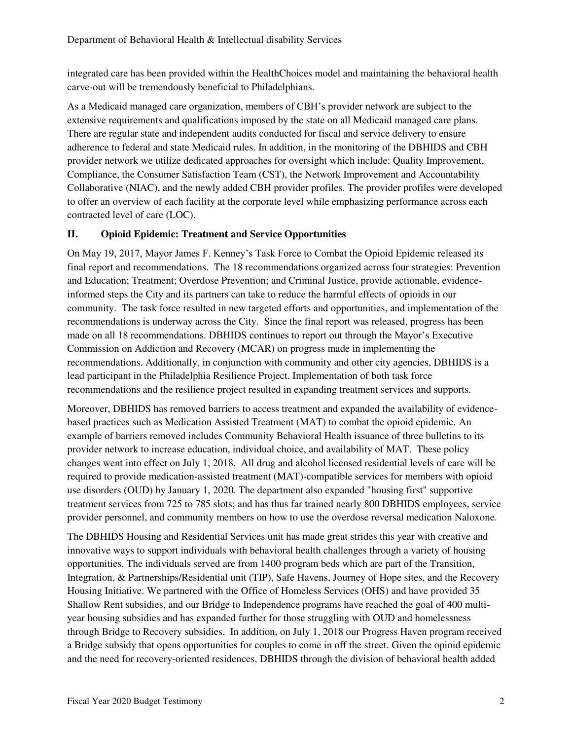integrated care has been provided within the HealthChoices model and maintaining the behavioral health carve-out will be tremendously beneficial to Philadelphians.

As a Medicaid managed care organization, members of CBH's provider network are subject to the extensive requirements and qualifications imposed by the state on all Medicaid managed care plans. There are regular state and independent audits conducted for fiscal and service delivery to ensure adherence to federal and state Medicaid rules. In addition, in the monitoring of the DBHIDS and CBH provider network we utilize dedicated approaches for oversight which include: Quality Improvement, Compliance, the Consumer Satisfaction Team (CST), the Network Improvement and Accountability Collaborative (NIAC), and the newly added CBH provider profiles. The provider profiles were developed to offer an overview of each facility at the corporate level while emphasizing performance across each contracted level of care (LOC).

## II. Opioid Epidemic: Treatment and Service Opportunities

On May 19, 2017, Mayor James F. Kenney's Task Force to Combat the Opioid Epidemic released its final report and recommendations. The 18 recommendations organized across four strategies: Prevention and Education; Treatment; Overdose Prevention; and Criminal Justice, provide actionable, evidence-informed steps the City and its partners can take to reduce the harmful effects of opioids in our community. The task force resulted in new targeted efforts and opportunities, and implementation of the recommendations is underway across the City. Since the final report was released, progress has been made on all 18 recommendations. DBHIDS continues to report out through the Mayor's Executive Commission on Addiction and Recovery (MCAR) on progress made in implementing the recommendations. Additionally, in conjunction with community and other city agencies, DBHIDS is a lead participant in the Philadelphia Resilience Project. Implementation of both task force recommendations and the resilience project resulted in expanding treatment services and supports.

Moreover, DBHIDS has removed barriers to access treatment and expanded the availability of evidence-based practices such as Medication Assisted Treatment (MAT) to combat the opioid epidemic. An example of barriers removed includes Community Behavioral Health issuance of three bulletins to its provider network to increase education, individual choice, and availability of MAT. These policy changes went into effect on July 1, 2018. All drug and alcohol licensed residential levels of care will be required to provide medication-assisted treatment (MAT)-compatible services for members with opioid use disorders (OUD) by January 1, 2020. The department also expanded "housing first" supportive treatment services from 725 to 785 slots; and has thus far trained nearly 800 DBHIDS employees, service provider personnel, and community members on how to use the overdose reversal medication Naloxone.

The DBHIDS Housing and Residential Services unit has made great strides this year with creative and innovative ways to support individuals with behavioral health challenges through a variety of housing opportunities. The individuals served are from 1400 program beds which are part of the Transition, Integration, & Partnerships/Residential unit (TIP), Safe Havens, Journey of Hope sites, and the Recovery Housing Initiative. We partnered with the Office of Homeless Services (OHS) and have provided 35 Shallow Rent subsidies, and our Bridge to Independence programs have reached the goal of 400 multi-year housing subsidies and has expanded further for those struggling with OUD and homelessness through Bridge to Recovery subsidies. In addition, on July 1, 2018 our Progress Haven program received a Bridge subsidy that opens opportunities for couples to come in off the street. Given the opioid epidemic and the need for recovery-oriented residences, DBHIDS through the division of behavioral health added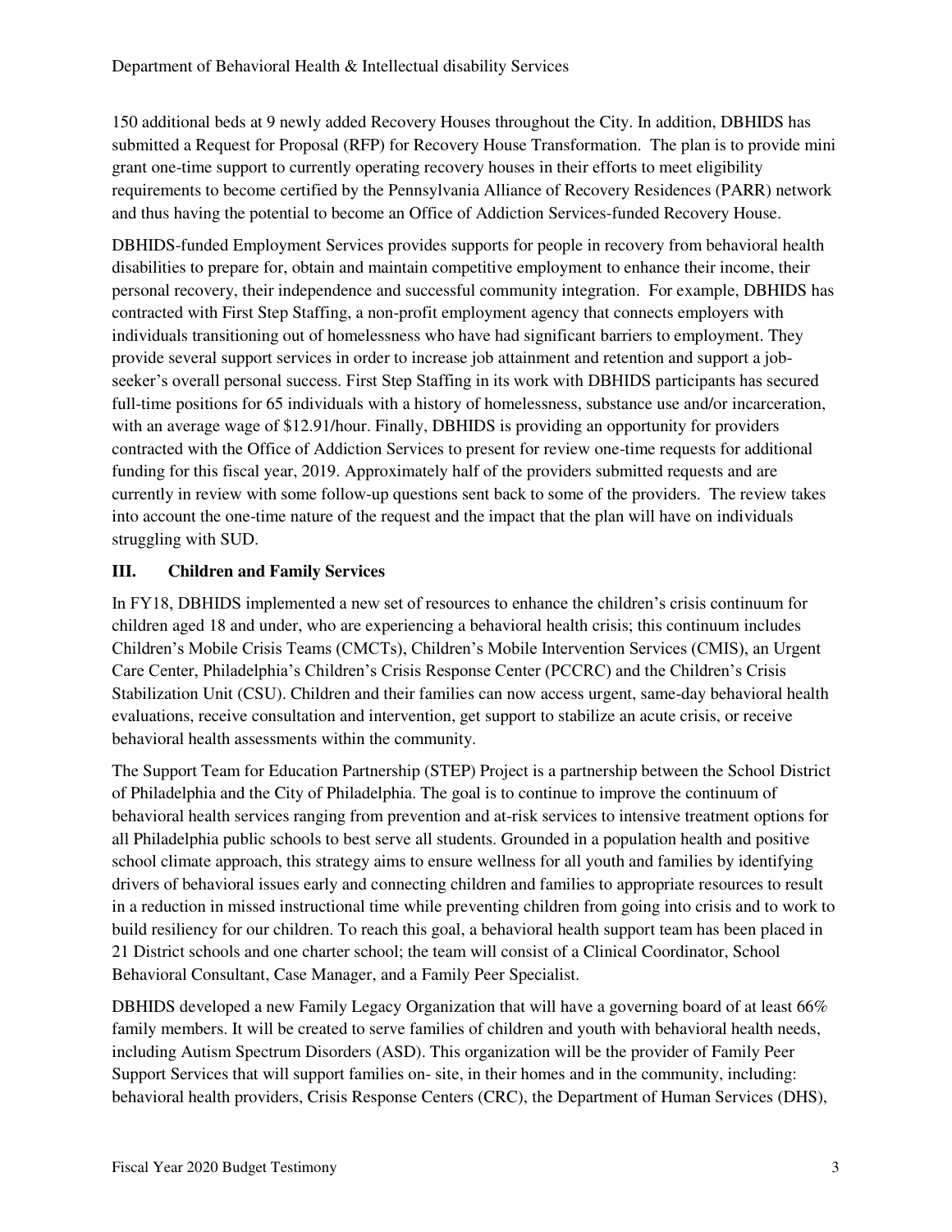150 additional beds at 9 newly added Recovery Houses throughout the City. In addition, DBHIDS has submitted a Request for Proposal (RFP) for Recovery House Transformation. The plan is to provide mini grant one-time support to currently operating recovery houses in their efforts to meet eligibility requirements to become certified by the Pennsylvania Alliance of Recovery Residences (PARR) network and thus having the potential to become an Office of Addiction Services-funded Recovery House.

DBHIDS-funded Employment Services provides supports for people in recovery from behavioral health disabilities to prepare for, obtain and maintain competitive employment to enhance their income, their personal recovery, their independence and successful community integration. For example, DBHIDS has contracted with First Step Staffing, a non-profit employment agency that connects employers with individuals transitioning out of homelessness who have had significant barriers to employment. They provide several support services in order to increase job attainment and retention and support a job-seeker's overall personal success. First Step Staffing in its work with DBHIDS participants has secured full-time positions for 65 individuals with a history of homelessness, substance use and/or incarceration, with an average wage of $12.91/hour. Finally, DBHIDS is providing an opportunity for providers contracted with the Office of Addiction Services to present for review one-time requests for additional funding for this fiscal year, 2019. Approximately half of the providers submitted requests and are currently in review with some follow-up questions sent back to some of the providers. The review takes into account the one-time nature of the request and the impact that the plan will have on individuals struggling with SUD.

### III. Children and Family Services

In FY18, DBHIDS implemented a new set of resources to enhance the children's crisis continuum for children aged 18 and under, who are experiencing a behavioral health crisis; this continuum includes Children's Mobile Crisis Teams (CMCTs), Children's Mobile Intervention Services (CMIS), an Urgent Care Center, Philadelphia's Children's Crisis Response Center (PCCRC) and the Children's Crisis Stabilization Unit (CSU). Children and their families can now access urgent, same-day behavioral health evaluations, receive consultation and intervention, get support to stabilize an acute crisis, or receive behavioral health assessments within the community.

The Support Team for Education Partnership (STEP) Project is a partnership between the School District of Philadelphia and the City of Philadelphia. The goal is to continue to improve the continuum of behavioral health services ranging from prevention and at-risk services to intensive treatment options for all Philadelphia public schools to best serve all students. Grounded in a population health and positive school climate approach, this strategy aims to ensure wellness for all youth and families by identifying drivers of behavioral issues early and connecting children and families to appropriate resources to result in a reduction in missed instructional time while preventing children from going into crisis and to work to build resiliency for our children. To reach this goal, a behavioral health support team has been placed in 21 District schools and one charter school; the team will consist of a Clinical Coordinator, School Behavioral Consultant, Case Manager, and a Family Peer Specialist.

DBHIDS developed a new Family Legacy Organization that will have a governing board of at least 66% family members. It will be created to serve families of children and youth with behavioral health needs, including Autism Spectrum Disorders (ASD). This organization will be the provider of Family Peer Support Services that will support families on- site, in their homes and in the community, including: behavioral health providers, Crisis Response Centers (CRC), the Department of Human Services (DHS),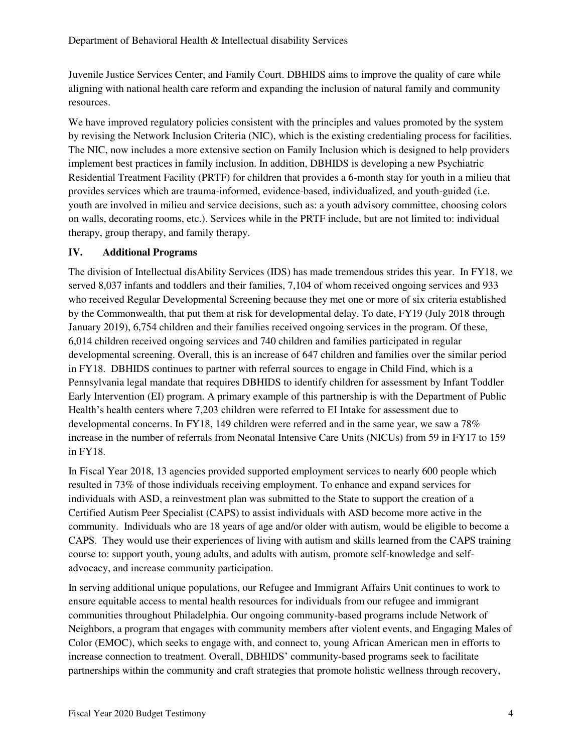Juvenile Justice Services Center, and Family Court. DBHIDS aims to improve the quality of care while aligning with national health care reform and expanding the inclusion of natural family and community resources.

We have improved regulatory policies consistent with the principles and values promoted by the system by revising the Network Inclusion Criteria (NIC), which is the existing credentialing process for facilities. The NIC, now includes a more extensive section on Family Inclusion which is designed to help providers implement best practices in family inclusion. In addition, DBHIDS is developing a new Psychiatric Residential Treatment Facility (PRTF) for children that provides a 6-month stay for youth in a milieu that provides services which are trauma-informed, evidence-based, individualized, and youth-guided (i.e. youth are involved in milieu and service decisions, such as: a youth advisory committee, choosing colors on walls, decorating rooms, etc.). Services while in the PRTF include, but are not limited to: individual therapy, group therapy, and family therapy.

## IV. Additional Programs

The division of Intellectual disAbility Services (IDS) has made tremendous strides this year. In FY18, we served 8,037 infants and toddlers and their families, 7,104 of whom received ongoing services and 933 who received Regular Developmental Screening because they met one or more of six criteria established by the Commonwealth, that put them at risk for developmental delay. To date, FY19 (July 2018 through January 2019), 6,754 children and their families received ongoing services in the program. Of these, 6,014 children received ongoing services and 740 children and families participated in regular developmental screening. Overall, this is an increase of 647 children and families over the similar period in FY18. DBHIDS continues to partner with referral sources to engage in Child Find, which is a Pennsylvania legal mandate that requires DBHIDS to identify children for assessment by Infant Toddler Early Intervention (EI) program. A primary example of this partnership is with the Department of Public Health's health centers where 7,203 children were referred to EI Intake for assessment due to developmental concerns. In FY18, 149 children were referred and in the same year, we saw a 78% increase in the number of referrals from Neonatal Intensive Care Units (NICUs) from 59 in FY17 to 159 in FY18.

In Fiscal Year 2018, 13 agencies provided supported employment services to nearly 600 people which resulted in 73% of those individuals receiving employment. To enhance and expand services for individuals with ASD, a reinvestment plan was submitted to the State to support the creation of a Certified Autism Peer Specialist (CAPS) to assist individuals with ASD become more active in the community. Individuals who are 18 years of age and/or older with autism, would be eligible to become a CAPS. They would use their experiences of living with autism and skills learned from the CAPS training course to: support youth, young adults, and adults with autism, promote self-knowledge and self-advocacy, and increase community participation.

In serving additional unique populations, our Refugee and Immigrant Affairs Unit continues to work to ensure equitable access to mental health resources for individuals from our refugee and immigrant communities throughout Philadelphia. Our ongoing community-based programs include Network of Neighbors, a program that engages with community members after violent events, and Engaging Males of Color (EMOC), which seeks to engage with, and connect to, young African American men in efforts to increase connection to treatment. Overall, DBHIDS' community-based programs seek to facilitate partnerships within the community and craft strategies that promote holistic wellness through recovery,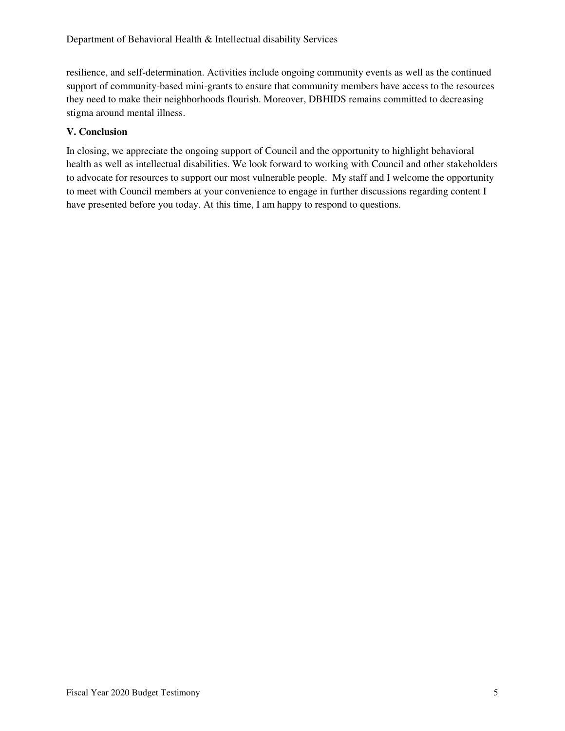resilience, and self-determination. Activities include ongoing community events as well as the continued support of community-based mini-grants to ensure that community members have access to the resources they need to make their neighborhoods flourish. Moreover, DBHIDS remains committed to decreasing stigma around mental illness.

## V. Conclusion

In closing, we appreciate the ongoing support of Council and the opportunity to highlight behavioral health as well as intellectual disabilities. We look forward to working with Council and other stakeholders to advocate for resources to support our most vulnerable people. My staff and I welcome the opportunity to meet with Council members at your convenience to engage in further discussions regarding content I have presented before you today. At this time, I am happy to respond to questions.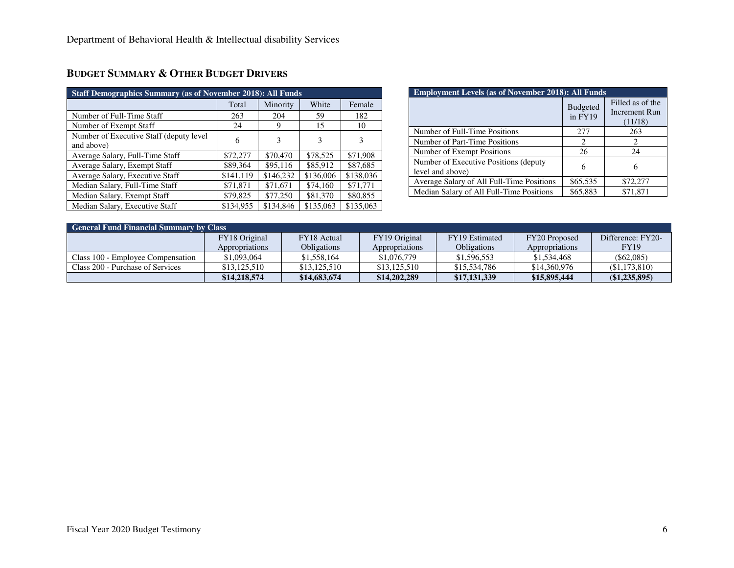## BUDGET SUMMARY & OTHER BUDGET DRIVERS

| Staff Demographics Summary (as of November 2018): All Funds | | | | |
|---|---|---|---|---|
| | Total | Minority | White | Female |
| Number of Full-Time Staff | 263 | 204 | 59 | 182 |
| Number of Exempt Staff | 24 | 9 | 15 | 10 |
| Number of Executive Staff (deputy level and above) | 6 | 3 | 3 | 3 |
| Average Salary, Full-Time Staff | $72,277 | $70,470 | $78,525 | $71,908 |
| Average Salary, Exempt Staff | $89,364 | $95,116 | $85,912 | $87,685 |
| Average Salary, Executive Staff | $141,119 | $146,232 | $136,006 | $138,036 |
| Median Salary, Full-Time Staff | $71,871 | $71,671 | $74,160 | $71,771 |
| Median Salary, Exempt Staff | $79,825 | $77,250 | $81,370 | $80,855 |
| Median Salary, Executive Staff | $134,955 | $134,846 | $135,063 | $135,063 |

| Employment Levels (as of November 2018): All Funds | | |
|---|---|---|
| | Budgeted in FY19 | Filled as of the Increment Run (11/18) |
| Number of Full-Time Positions | 277 | 263 |
| Number of Part-Time Positions | 2 | 2 |
| Number of Exempt Positions | 26 | 24 |
| Number of Executive Positions (deputy level and above) | 6 | 6 |
| Average Salary of All Full-Time Positions | $65,535 | $72,277 |
| Median Salary of All Full-Time Positions | $65,883 | $71,871 |

| General Fund Financial Summary by Class | | | | | | |
|---|---|---|---|---|---|---|
| | FY18 Original Appropriations | FY18 Actual Obligations | FY19 Original Appropriations | FY19 Estimated Obligations | FY20 Proposed Appropriations | Difference: FY20-FY19 |
| Class 100 - Employee Compensation | $1,093,064 | $1,558,164 | $1,076,779 | $1,596,553 | $1,534,468 | ($62,085) |
| Class 200 - Purchase of Services | $13,125,510 | $13,125,510 | $13,125,510 | $15,534,786 | $14,360,976 | ($1,173,810) |
| | **$14,218,574** | **$14,683,674** | **$14,202,289** | **$17,131,339** | **$15,895,444** | **($1,235,895)** |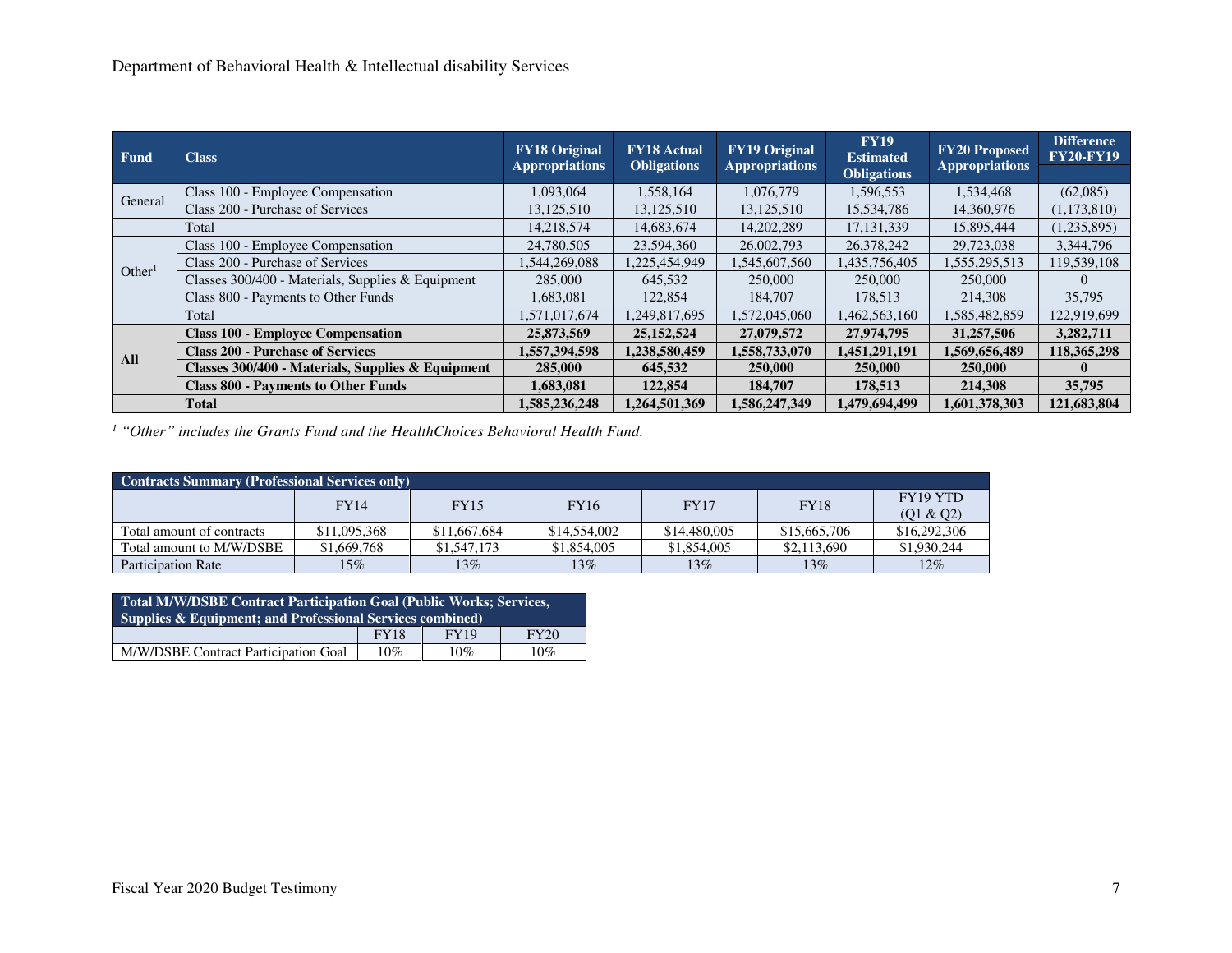Department of Behavioral Health & Intellectual disability Services

| Fund | Class | FY18 Original Appropriations | FY18 Actual Obligations | FY19 Original Appropriations | FY19 Estimated Obligations | FY20 Proposed Appropriations | Difference FY20-FY19 |
|---|---|---|---|---|---|---|---|
| General | Class 100 - Employee Compensation | 1,093,064 | 1,558,164 | 1,076,779 | 1,596,553 | 1,534,468 | (62,085) |
| | Class 200 - Purchase of Services | 13,125,510 | 13,125,510 | 13,125,510 | 15,534,786 | 14,360,976 | (1,173,810) |
| | Total | 14,218,574 | 14,683,674 | 14,202,289 | 17,131,339 | 15,895,444 | (1,235,895) |
| Other[1] | Class 100 - Employee Compensation | 24,780,505 | 23,594,360 | 26,002,793 | 26,378,242 | 29,723,038 | 3,344,796 |
| | Class 200 - Purchase of Services | 1,544,269,088 | 1,225,454,949 | 1,545,607,560 | 1,435,756,405 | 1,555,295,513 | 119,539,108 |
| | Classes 300/400 - Materials, Supplies & Equipment | 285,000 | 645,532 | 250,000 | 250,000 | 250,000 | 0 |
| | Class 800 - Payments to Other Funds | 1,683,081 | 122,854 | 184,707 | 178,513 | 214,308 | 35,795 |
| | Total | 1,571,017,674 | 1,249,817,695 | 1,572,045,060 | 1,462,563,160 | 1,585,482,859 | 122,919,699 |
| **All** | **Class 100 - Employee Compensation** | **25,873,569** | **25,152,524** | **27,079,572** | **27,974,795** | **31,257,506** | **3,282,711** |
| | **Class 200 - Purchase of Services** | **1,557,394,598** | **1,238,580,459** | **1,558,733,070** | **1,451,291,191** | **1,569,656,489** | **118,365,298** |
| | **Classes 300/400 - Materials, Supplies & Equipment** | **285,000** | **645,532** | **250,000** | **250,000** | **250,000** | **0** |
| | **Class 800 - Payments to Other Funds** | **1,683,081** | **122,854** | **184,707** | **178,513** | **214,308** | **35,795** |
| | **Total** | **1,585,236,248** | **1,264,501,369** | **1,586,247,349** | **1,479,694,499** | **1,601,378,303** | **121,683,804** |

[1] *"Other" includes the Grants Fund and the HealthChoices Behavioral Health Fund.*

| Contracts Summary (Professional Services only) | | | | | | |
|---|---|---|---|---|---|---|
| | FY14 | FY15 | FY16 | FY17 | FY18 | FY19 YTD (Q1 & Q2) |
| Total amount of contracts | $11,095,368 | $11,667,684 | $14,554,002 | $14,480,005 | $15,665,706 | $16,292,306 |
| Total amount to M/W/DSBE | $1,669,768 | $1,547,173 | $1,854,005 | $1,854,005 | $2,113,690 | $1,930,244 |
| Participation Rate | 15% | 13% | 13% | 13% | 13% | 12% |

| Total M/W/DSBE Contract Participation Goal (Public Works; Services, Supplies & Equipment; and Professional Services combined) | | | |
|---|---|---|---|
| | FY18 | FY19 | FY20 |
| M/W/DSBE Contract Participation Goal | 10% | 10% | 10% |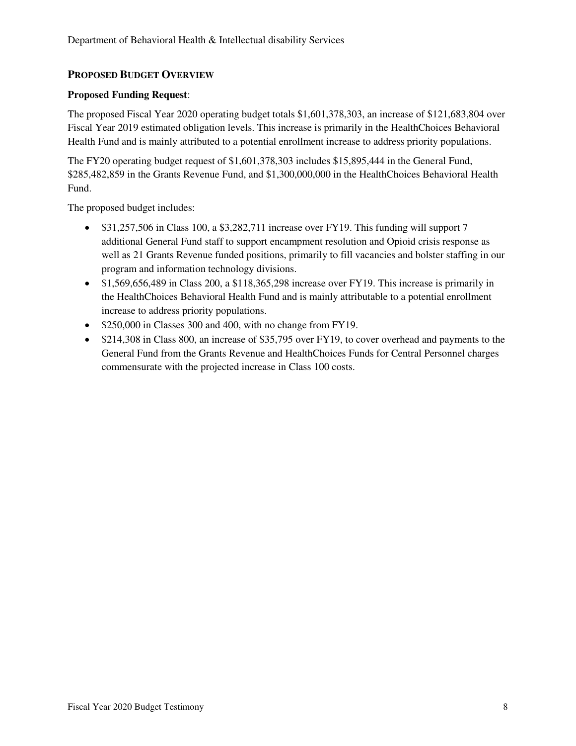## PROPOSED BUDGET OVERVIEW

**Proposed Funding Request**:

The proposed Fiscal Year 2020 operating budget totals $1,601,378,303, an increase of $121,683,804 over Fiscal Year 2019 estimated obligation levels. This increase is primarily in the HealthChoices Behavioral Health Fund and is mainly attributed to a potential enrollment increase to address priority populations.

The FY20 operating budget request of $1,601,378,303 includes $15,895,444 in the General Fund, $285,482,859 in the Grants Revenue Fund, and $1,300,000,000 in the HealthChoices Behavioral Health Fund.

The proposed budget includes:

- $31,257,506 in Class 100, a $3,282,711 increase over FY19. This funding will support 7 additional General Fund staff to support encampment resolution and Opioid crisis response as well as 21 Grants Revenue funded positions, primarily to fill vacancies and bolster staffing in our program and information technology divisions.
- $1,569,656,489 in Class 200, a $118,365,298 increase over FY19. This increase is primarily in the HealthChoices Behavioral Health Fund and is mainly attributable to a potential enrollment increase to address priority populations.
- $250,000 in Classes 300 and 400, with no change from FY19.
- $214,308 in Class 800, an increase of $35,795 over FY19, to cover overhead and payments to the General Fund from the Grants Revenue and HealthChoices Funds for Central Personnel charges commensurate with the projected increase in Class 100 costs.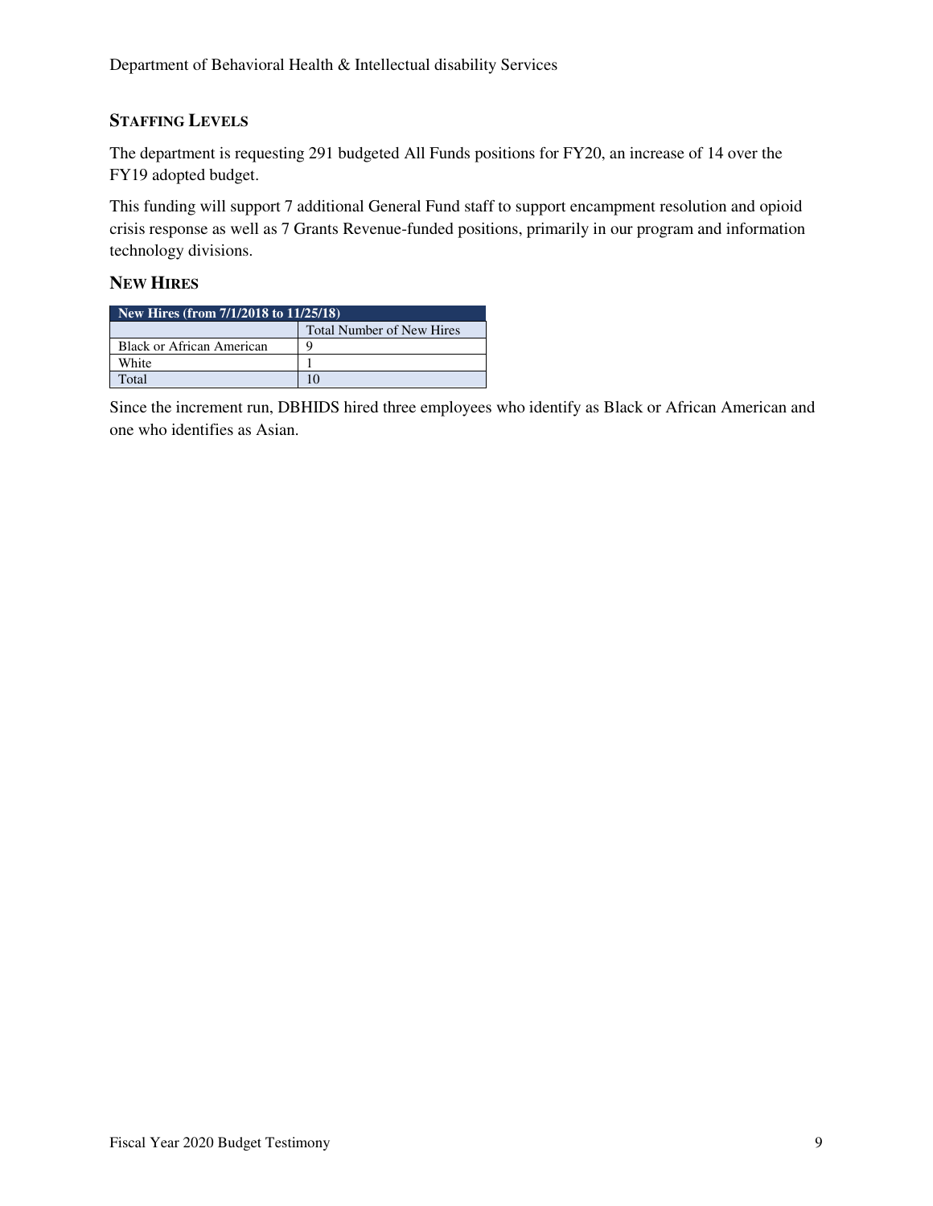## STAFFING LEVELS

The department is requesting 291 budgeted All Funds positions for FY20, an increase of 14 over the FY19 adopted budget.

This funding will support 7 additional General Fund staff to support encampment resolution and opioid crisis response as well as 7 Grants Revenue-funded positions, primarily in our program and information technology divisions.

## NEW HIRES

| New Hires (from 7/1/2018 to 11/25/18) | |
|---|---|
| | Total Number of New Hires |
| Black or African American | 9 |
| White | 1 |
| Total | 10 |

Since the increment run, DBHIDS hired three employees who identify as Black or African American and one who identifies as Asian.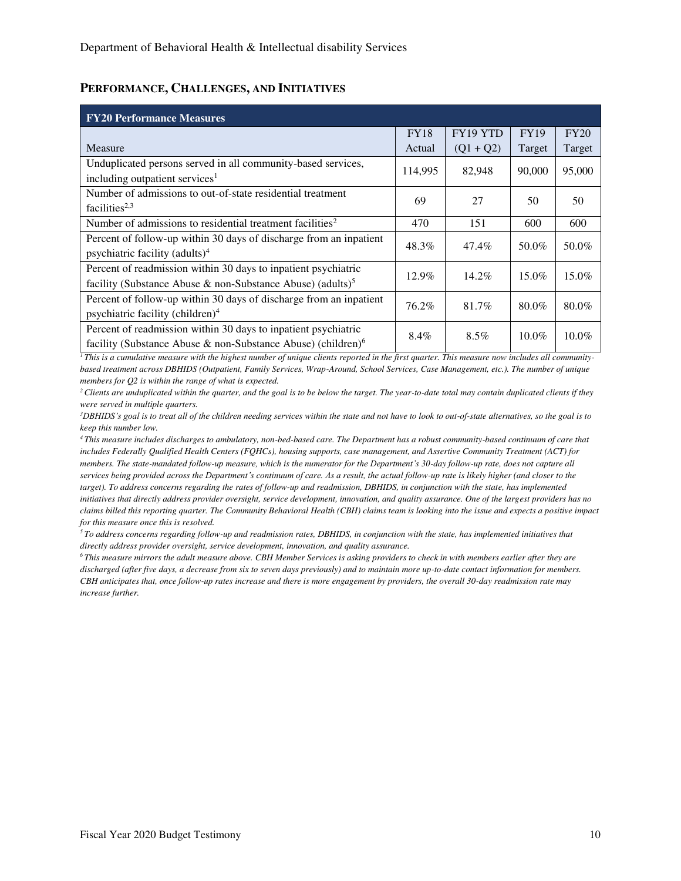## PERFORMANCE, CHALLENGES, AND INITIATIVES

| FY20 Performance Measures | | | | |
|---|---|---|---|---|
| Measure | FY18 Actual | FY19 YTD (Q1 + Q2) | FY19 Target | FY20 Target |
| Unduplicated persons served in all community-based services, including outpatient services[1] | 114,995 | 82,948 | 90,000 | 95,000 |
| Number of admissions to out-of-state residential treatment facilities[2,3] | 69 | 27 | 50 | 50 |
| Number of admissions to residential treatment facilities[2] | 470 | 151 | 600 | 600 |
| Percent of follow-up within 30 days of discharge from an inpatient psychiatric facility (adults)[4] | 48.3% | 47.4% | 50.0% | 50.0% |
| Percent of readmission within 30 days to inpatient psychiatric facility (Substance Abuse & non-Substance Abuse) (adults)[5] | 12.9% | 14.2% | 15.0% | 15.0% |
| Percent of follow-up within 30 days of discharge from an inpatient psychiatric facility (children)[4] | 76.2% | 81.7% | 80.0% | 80.0% |
| Percent of readmission within 30 days to inpatient psychiatric facility (Substance Abuse & non-Substance Abuse) (children)[6] | 8.4% | 8.5% | 10.0% | 10.0% |

*[1] This is a cumulative measure with the highest number of unique clients reported in the first quarter. This measure now includes all community-based treatment across DBHIDS (Outpatient, Family Services, Wrap-Around, School Services, Case Management, etc.). The number of unique members for Q2 is within the range of what is expected.*

*[2] Clients are unduplicated within the quarter, and the goal is to be below the target. The year-to-date total may contain duplicated clients if they were served in multiple quarters.*

*[3] DBHIDS's goal is to treat all of the children needing services within the state and not have to look to out-of-state alternatives, so the goal is to keep this number low.*

*[4] This measure includes discharges to ambulatory, non-bed-based care. The Department has a robust community-based continuum of care that includes Federally Qualified Health Centers (FQHCs), housing supports, case management, and Assertive Community Treatment (ACT) for members. The state-mandated follow-up measure, which is the numerator for the Department's 30-day follow-up rate, does not capture all services being provided across the Department's continuum of care. As a result, the actual follow-up rate is likely higher (and closer to the target). To address concerns regarding the rates of follow-up and readmission, DBHIDS, in conjunction with the state, has implemented initiatives that directly address provider oversight, service development, innovation, and quality assurance. One of the largest providers has no claims billed this reporting quarter. The Community Behavioral Health (CBH) claims team is looking into the issue and expects a positive impact for this measure once this is resolved.*

*[5] To address concerns regarding follow-up and readmission rates, DBHIDS, in conjunction with the state, has implemented initiatives that directly address provider oversight, service development, innovation, and quality assurance.*

*[6] This measure mirrors the adult measure above. CBH Member Services is asking providers to check in with members earlier after they are discharged (after five days, a decrease from six to seven days previously) and to maintain more up-to-date contact information for members. CBH anticipates that, once follow-up rates increase and there is more engagement by providers, the overall 30-day readmission rate may increase further.*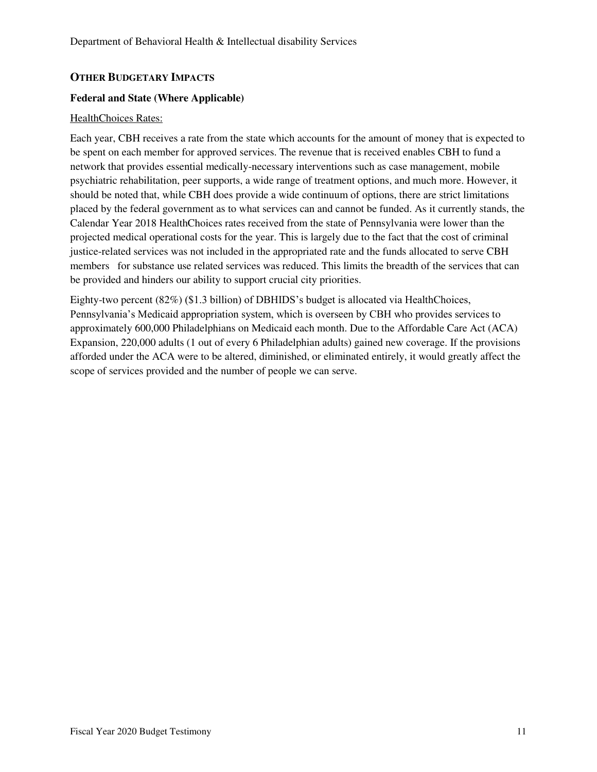## OTHER BUDGETARY IMPACTS

### Federal and State (Where Applicable)

HealthChoices Rates:

Each year, CBH receives a rate from the state which accounts for the amount of money that is expected to be spent on each member for approved services. The revenue that is received enables CBH to fund a network that provides essential medically-necessary interventions such as case management, mobile psychiatric rehabilitation, peer supports, a wide range of treatment options, and much more. However, it should be noted that, while CBH does provide a wide continuum of options, there are strict limitations placed by the federal government as to what services can and cannot be funded. As it currently stands, the Calendar Year 2018 HealthChoices rates received from the state of Pennsylvania were lower than the projected medical operational costs for the year. This is largely due to the fact that the cost of criminal justice-related services was not included in the appropriated rate and the funds allocated to serve CBH members for substance use related services was reduced. This limits the breadth of the services that can be provided and hinders our ability to support crucial city priorities.

Eighty-two percent (82%) ($1.3 billion) of DBHIDS's budget is allocated via HealthChoices, Pennsylvania's Medicaid appropriation system, which is overseen by CBH who provides services to approximately 600,000 Philadelphians on Medicaid each month. Due to the Affordable Care Act (ACA) Expansion, 220,000 adults (1 out of every 6 Philadelphian adults) gained new coverage. If the provisions afforded under the ACA were to be altered, diminished, or eliminated entirely, it would greatly affect the scope of services provided and the number of people we can serve.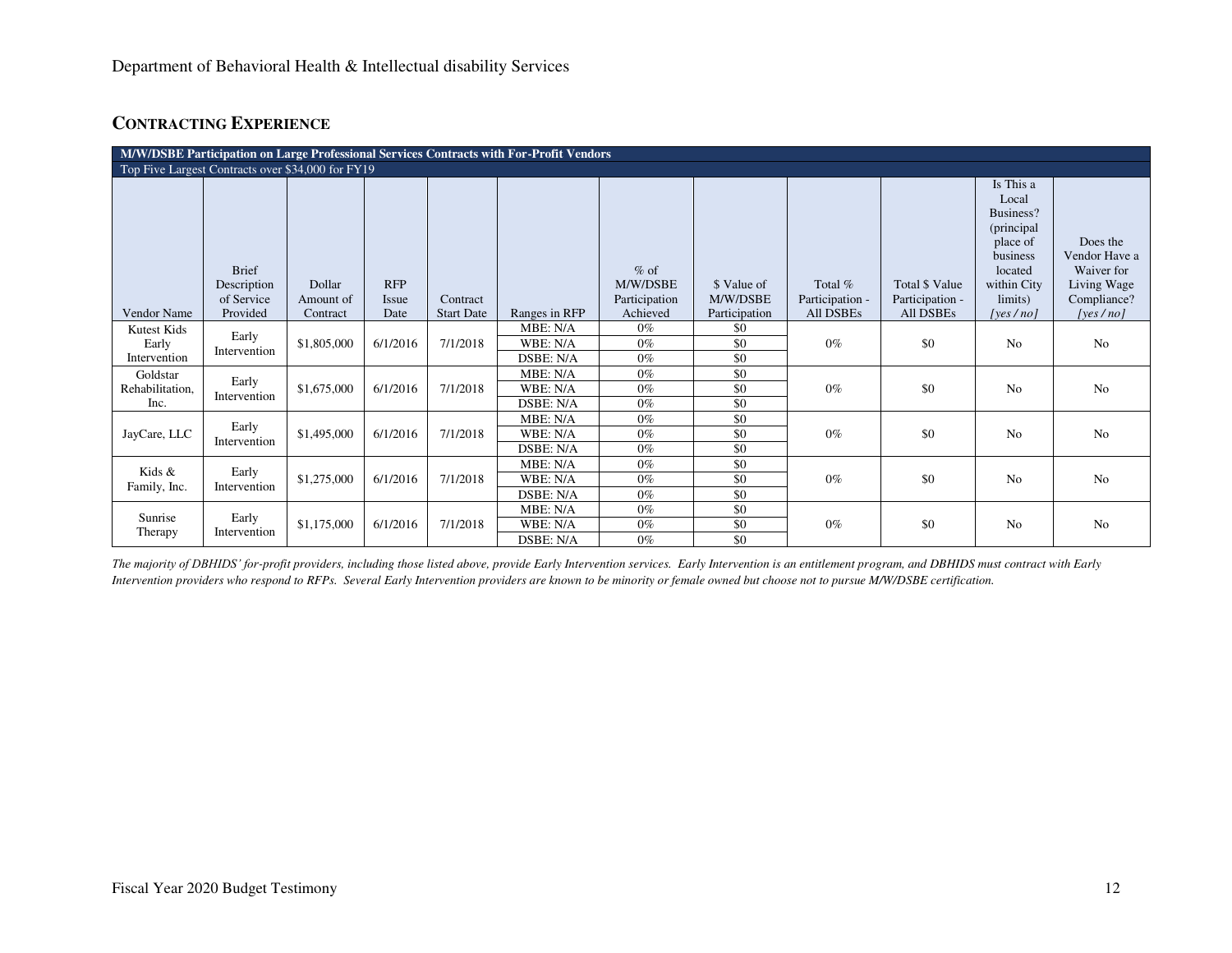## CONTRACTING EXPERIENCE

| M/W/DSBE Participation on Large Professional Services Contracts with For-Profit Vendors | | | | | | | | | | | |
|---|---|---|---|---|---|---|---|---|---|---|---|
| Top Five Largest Contracts over $34,000 for FY19 | | | | | | | | | | | |
| Vendor Name | Brief Description of Service Provided | Dollar Amount of Contract | RFP Issue Date | Contract Start Date | Ranges in RFP | % of M/W/DSBE Participation Achieved | $ Value of M/W/DSBE Participation | Total % Participation - All DSBEs | Total $ Value Participation - All DSBEs | Is This a Local Business? (principal place of business located within City limits) *[yes / no]* | Does the Vendor Have a Waiver for Living Wage Compliance? *[yes / no]* |
| Kutest Kids Early Intervention | Early Intervention | $1,805,000 | 6/1/2016 | 7/1/2018 | MBE: N/A | 0% | $0 | 0% | $0 | No | No |
| | | | | | WBE: N/A | 0% | $0 | | | | |
| | | | | | DSBE: N/A | 0% | $0 | | | | |
| Goldstar Rehabilitation, Inc. | Early Intervention | $1,675,000 | 6/1/2016 | 7/1/2018 | MBE: N/A | 0% | $0 | 0% | $0 | No | No |
| | | | | | WBE: N/A | 0% | $0 | | | | |
| | | | | | DSBE: N/A | 0% | $0 | | | | |
| JayCare, LLC | Early Intervention | $1,495,000 | 6/1/2016 | 7/1/2018 | MBE: N/A | 0% | $0 | 0% | $0 | No | No |
| | | | | | WBE: N/A | 0% | $0 | | | | |
| | | | | | DSBE: N/A | 0% | $0 | | | | |
| Kids & Family, Inc. | Early Intervention | $1,275,000 | 6/1/2016 | 7/1/2018 | MBE: N/A | 0% | $0 | 0% | $0 | No | No |
| | | | | | WBE: N/A | 0% | $0 | | | | |
| | | | | | DSBE: N/A | 0% | $0 | | | | |
| Sunrise Therapy | Early Intervention | $1,175,000 | 6/1/2016 | 7/1/2018 | MBE: N/A | 0% | $0 | 0% | $0 | No | No |
| | | | | | WBE: N/A | 0% | $0 | | | | |
| | | | | | DSBE: N/A | 0% | $0 | | | | |

*The majority of DBHIDS' for-profit providers, including those listed above, provide Early Intervention services. Early Intervention is an entitlement program, and DBHIDS must contract with Early Intervention providers who respond to RFPs. Several Early Intervention providers are known to be minority or female owned but choose not to pursue M/W/DSBE certification.*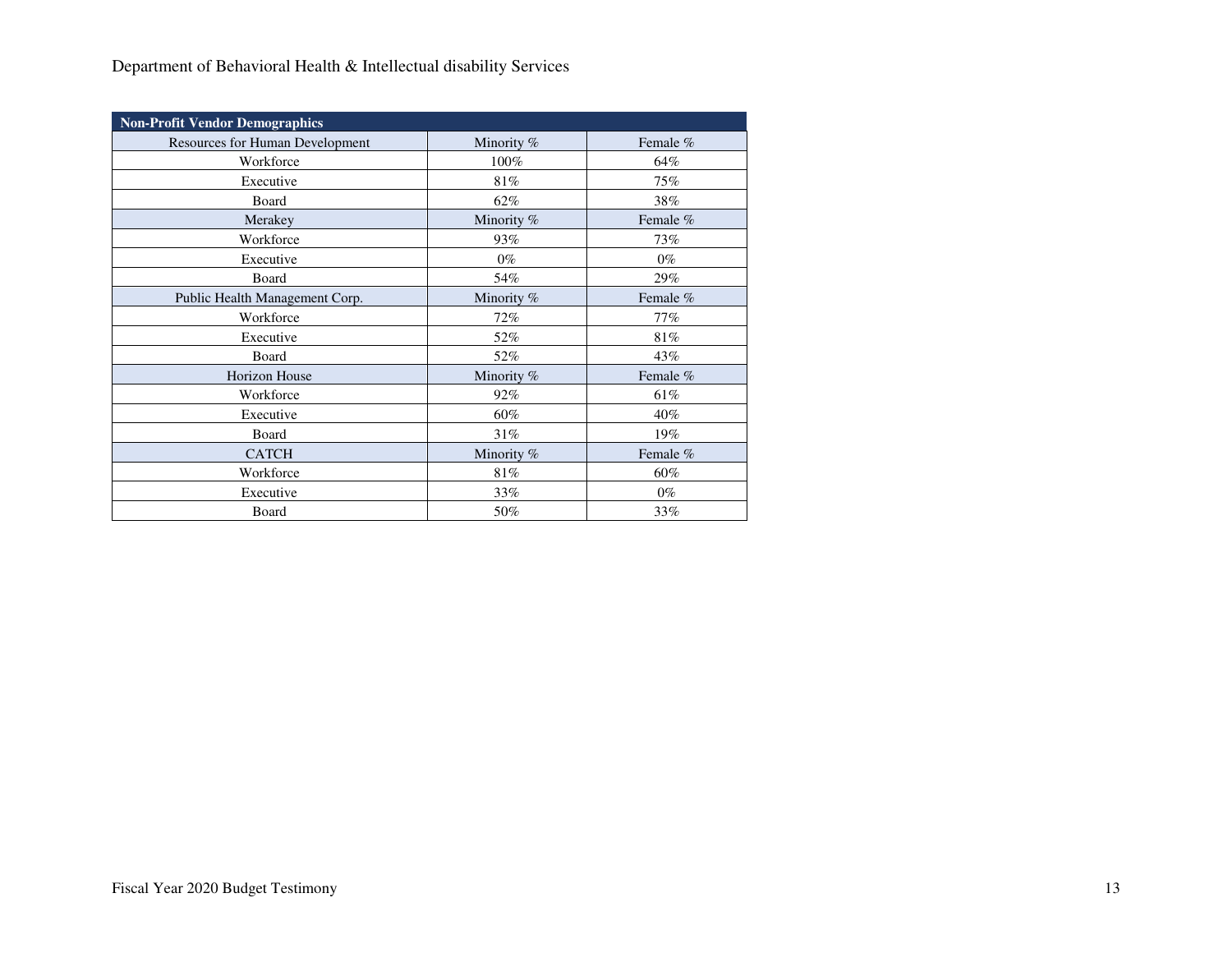Department of Behavioral Health & Intellectual disability Services

| Non-Profit Vendor Demographics | | |
|---|---|---|
| Resources for Human Development | Minority % | Female % |
| Workforce | 100% | 64% |
| Executive | 81% | 75% |
| Board | 62% | 38% |
| Merakey | Minority % | Female % |
| Workforce | 93% | 73% |
| Executive | 0% | 0% |
| Board | 54% | 29% |
| Public Health Management Corp. | Minority % | Female % |
| Workforce | 72% | 77% |
| Executive | 52% | 81% |
| Board | 52% | 43% |
| Horizon House | Minority % | Female % |
| Workforce | 92% | 61% |
| Executive | 60% | 40% |
| Board | 31% | 19% |
| CATCH | Minority % | Female % |
| Workforce | 81% | 60% |
| Executive | 33% | 0% |
| Board | 50% | 33% |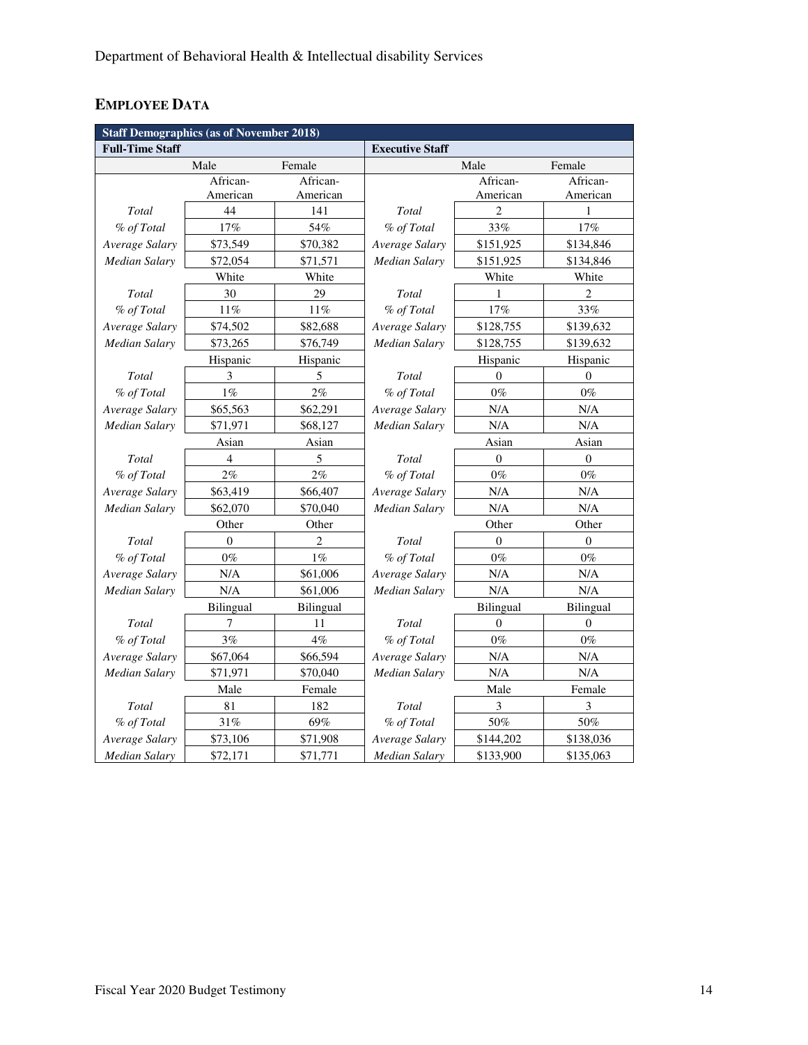## EMPLOYEE DATA

| Staff Demographics (as of November 2018) | | | | | |
|---|---|---|---|---|---|
| **Full-Time Staff** | | | **Executive Staff** | | |
| | Male | Female | | Male | Female |
| | African-American | African-American | | African-American | African-American |
| *Total* | 44 | 141 | *Total* | 2 | 1 |
| *% of Total* | 17% | 54% | *% of Total* | 33% | 17% |
| *Average Salary* | $73,549 | $70,382 | *Average Salary* | $151,925 | $134,846 |
| *Median Salary* | $72,054 | $71,571 | *Median Salary* | $151,925 | $134,846 |
| | White | White | | White | White |
| *Total* | 30 | 29 | *Total* | 1 | 2 |
| *% of Total* | 11% | 11% | *% of Total* | 17% | 33% |
| *Average Salary* | $74,502 | $82,688 | *Average Salary* | $128,755 | $139,632 |
| *Median Salary* | $73,265 | $76,749 | *Median Salary* | $128,755 | $139,632 |
| | Hispanic | Hispanic | | Hispanic | Hispanic |
| *Total* | 3 | 5 | *Total* | 0 | 0 |
| *% of Total* | 1% | 2% | *% of Total* | 0% | 0% |
| *Average Salary* | $65,563 | $62,291 | *Average Salary* | N/A | N/A |
| *Median Salary* | $71,971 | $68,127 | *Median Salary* | N/A | N/A |
| | Asian | Asian | | Asian | Asian |
| *Total* | 4 | 5 | *Total* | 0 | 0 |
| *% of Total* | 2% | 2% | *% of Total* | 0% | 0% |
| *Average Salary* | $63,419 | $66,407 | *Average Salary* | N/A | N/A |
| *Median Salary* | $62,070 | $70,040 | *Median Salary* | N/A | N/A |
| | Other | Other | | Other | Other |
| *Total* | 0 | 2 | *Total* | 0 | 0 |
| *% of Total* | 0% | 1% | *% of Total* | 0% | 0% |
| *Average Salary* | N/A | $61,006 | *Average Salary* | N/A | N/A |
| *Median Salary* | N/A | $61,006 | *Median Salary* | N/A | N/A |
| | Bilingual | Bilingual | | Bilingual | Bilingual |
| *Total* | 7 | 11 | *Total* | 0 | 0 |
| *% of Total* | 3% | 4% | *% of Total* | 0% | 0% |
| *Average Salary* | $67,064 | $66,594 | *Average Salary* | N/A | N/A |
| *Median Salary* | $71,971 | $70,040 | *Median Salary* | N/A | N/A |
| | Male | Female | | Male | Female |
| *Total* | 81 | 182 | *Total* | 3 | 3 |
| *% of Total* | 31% | 69% | *% of Total* | 50% | 50% |
| *Average Salary* | $73,106 | $71,908 | *Average Salary* | $144,202 | $138,036 |
| *Median Salary* | $72,171 | $71,771 | *Median Salary* | $133,900 | $135,063 |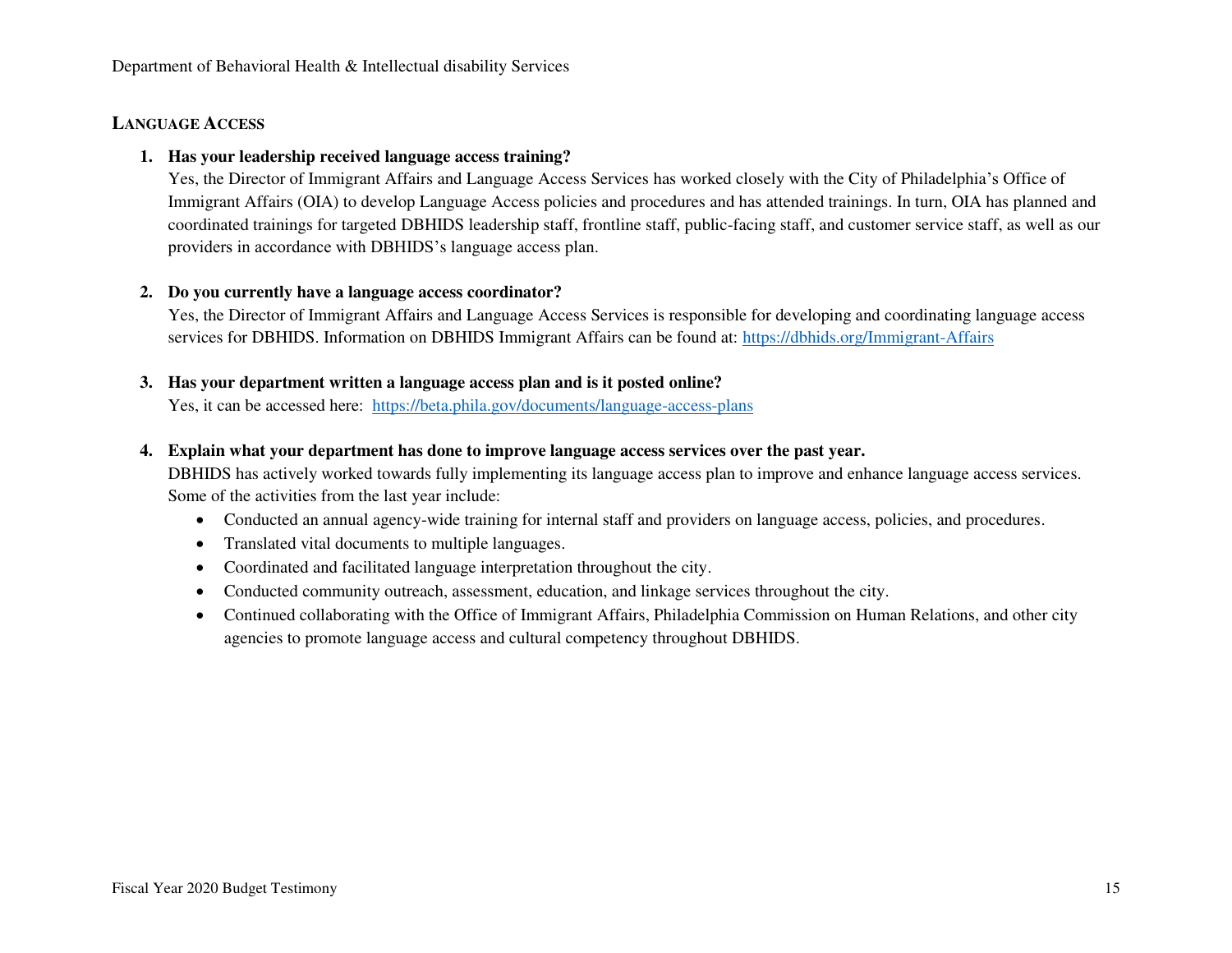## LANGUAGE ACCESS

1. **Has your leadership received language access training?**
   Yes, the Director of Immigrant Affairs and Language Access Services has worked closely with the City of Philadelphia's Office of Immigrant Affairs (OIA) to develop Language Access policies and procedures and has attended trainings. In turn, OIA has planned and coordinated trainings for targeted DBHIDS leadership staff, frontline staff, public-facing staff, and customer service staff, as well as our providers in accordance with DBHIDS's language access plan.

2. **Do you currently have a language access coordinator?**
   Yes, the Director of Immigrant Affairs and Language Access Services is responsible for developing and coordinating language access services for DBHIDS. Information on DBHIDS Immigrant Affairs can be found at: [https://dbhids.org/Immigrant-Affairs](https://dbhids.org/Immigrant-Affairs)

3. **Has your department written a language access plan and is it posted online?**
   Yes, it can be accessed here: [https://beta.phila.gov/documents/language-access-plans](https://beta.phila.gov/documents/language-access-plans)

4. **Explain what your department has done to improve language access services over the past year.**
   DBHIDS has actively worked towards fully implementing its language access plan to improve and enhance language access services. Some of the activities from the last year include:
   - Conducted an annual agency-wide training for internal staff and providers on language access, policies, and procedures.
   - Translated vital documents to multiple languages.
   - Coordinated and facilitated language interpretation throughout the city.
   - Conducted community outreach, assessment, education, and linkage services throughout the city.
   - Continued collaborating with the Office of Immigrant Affairs, Philadelphia Commission on Human Relations, and other city agencies to promote language access and cultural competency throughout DBHIDS.